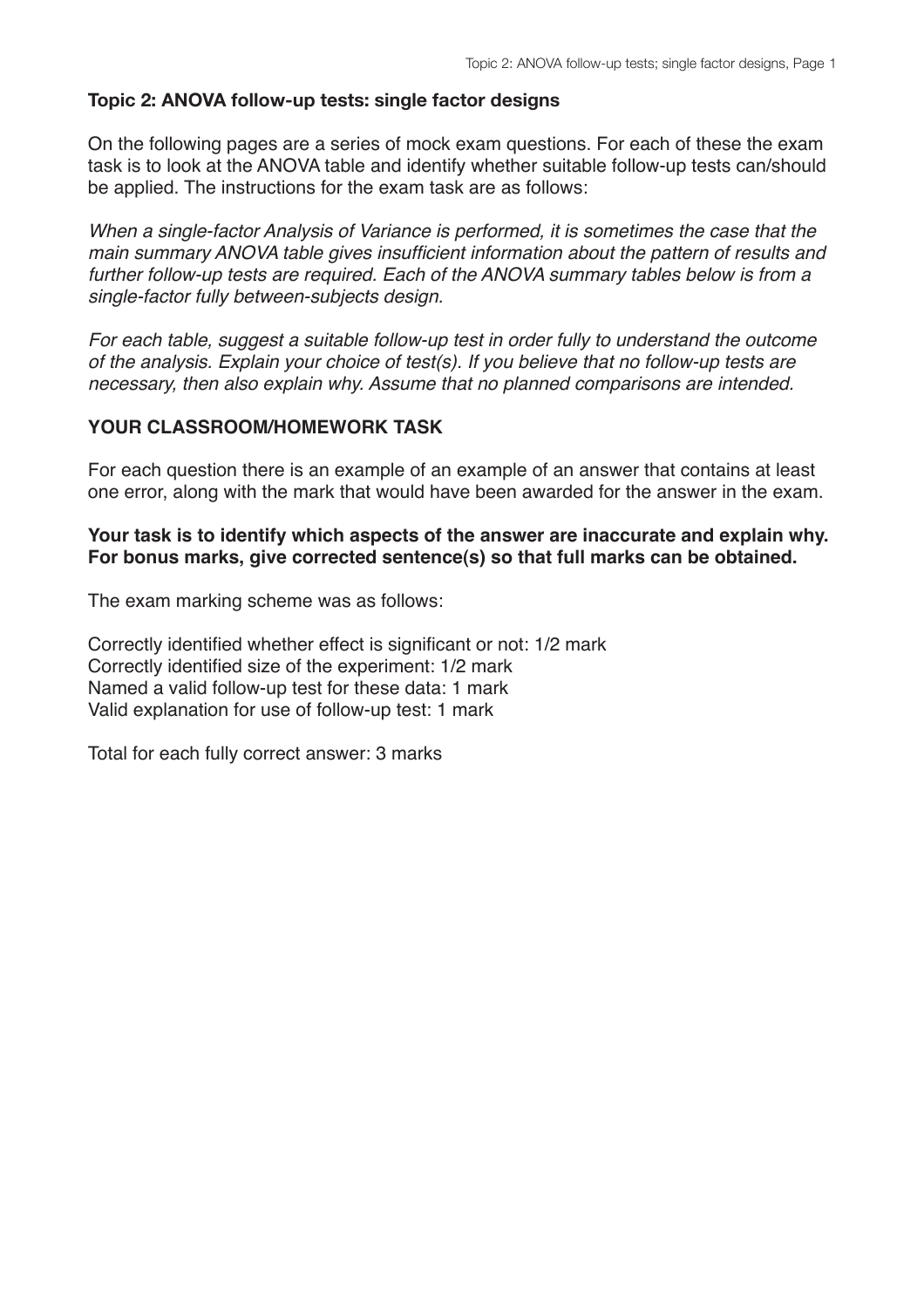## Topic 2: ANOVA follow-up tests: single factor designs

On the following pages are a series of mock exam questions. For each of these the exam task is to look at the ANOVA table and identify whether suitable follow-up tests can/should be applied. The instructions for the exam task are as follows:

*When a single-factor Analysis of Variance is performed, it is sometimes the case that the main summary ANOVA table gives insufficient information about the pattern of results and further follow-up tests are required. Each of the ANOVA summary tables below is from a single-factor fully between-subjects design.*

*For each table, suggest a suitable follow-up test in order fully to understand the outcome of the analysis. Explain your choice of test(s). If you believe that no follow-up tests are necessary, then also explain why. Assume that no planned comparisons are intended.*

### YOUR CLASSROOM/HOMEWORK TASK

For each question there is an example of an example of an answer that contains at least one error, along with the mark that would have been awarded for the answer in the exam.

**Your task is to identify which aspects of the answer are inaccurate and explain why. For bonus marks, give corrected sentence(s) so that full marks can be obtained.**

The exam marking scheme was as follows:

Correctly identified whether effect is significant or not: 1/2 mark
Correctly identified size of the experiment: 1/2 mark
Named a valid follow-up test for these data: 1 mark
Valid explanation for use of follow-up test: 1 mark

Total for each fully correct answer: 3 marks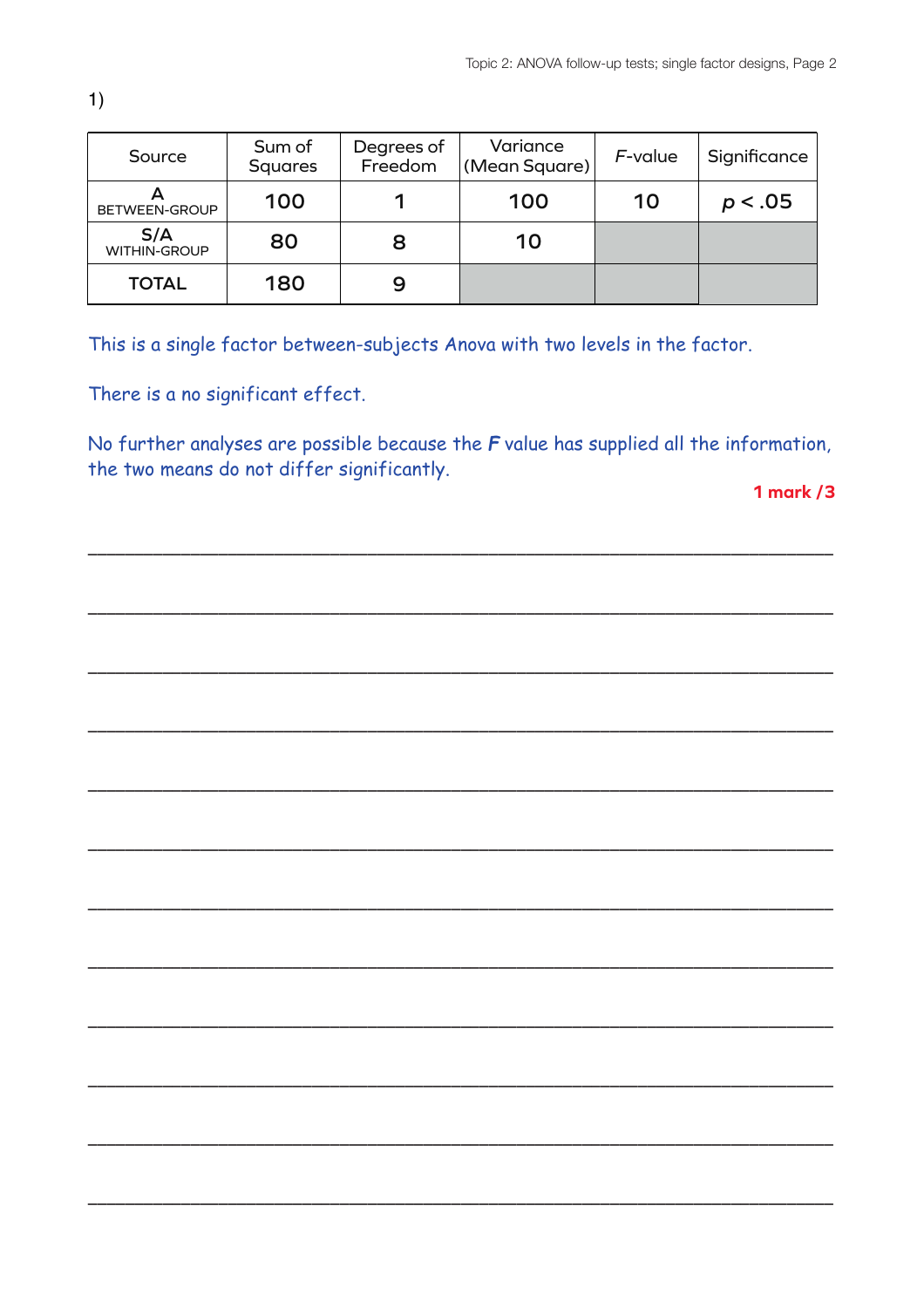1)

| Source | Sum of Squares | Degrees of Freedom | Variance (Mean Square) | *F*-value | Significance |
|---|---|---|---|---|---|
| A BETWEEN-GROUP | 100 | 1 | 100 | 10 | $p < .05$ |
| S/A WITHIN-GROUP | 80 | 8 | 10 | | |
| TOTAL | 180 | 9 | | | |

This is a single factor between-subjects Anova with two levels in the factor.

There is a no significant effect.

No further analyses are possible because the **F** value has supplied all the information, the two means do not differ significantly.

**1 mark /3**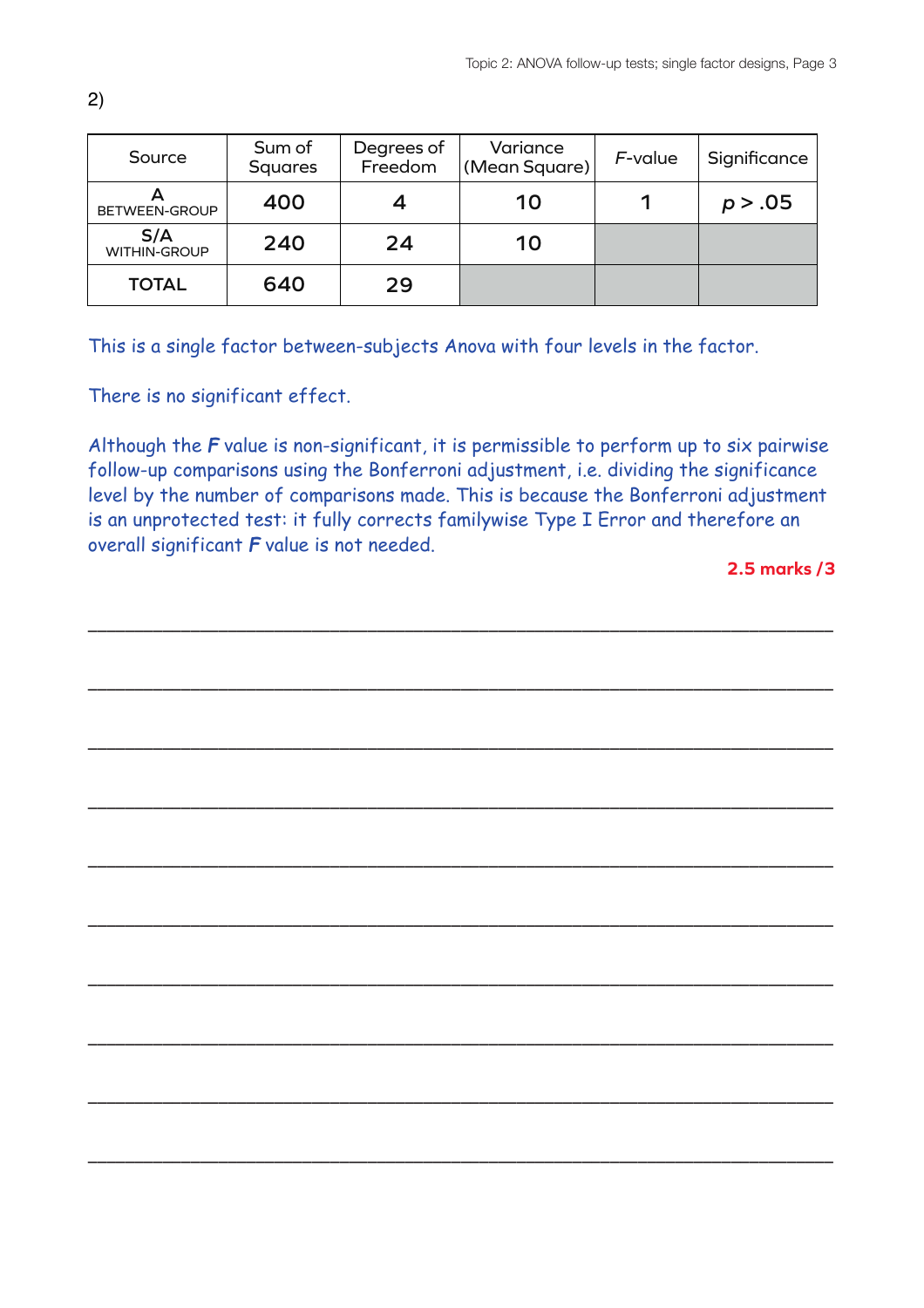2)

| Source | Sum of Squares | Degrees of Freedom | Variance (Mean Square) | *F*-value | Significance |
|---|---|---|---|---|---|
| A BETWEEN-GROUP | 400 | 4 | 10 | 1 | $p > .05$ |
| S/A WITHIN-GROUP | 240 | 24 | 10 | | |
| TOTAL | 640 | 29 | | | |

This is a single factor between-subjects Anova with four levels in the factor.

There is no significant effect.

Although the ***F*** value is non-significant, it is permissible to perform up to six pairwise follow-up comparisons using the Bonferroni adjustment, i.e. dividing the significance level by the number of comparisons made. This is because the Bonferroni adjustment is an unprotected test: it fully corrects familywise Type I Error and therefore an overall significant ***F*** value is not needed.

**2.5 marks /3**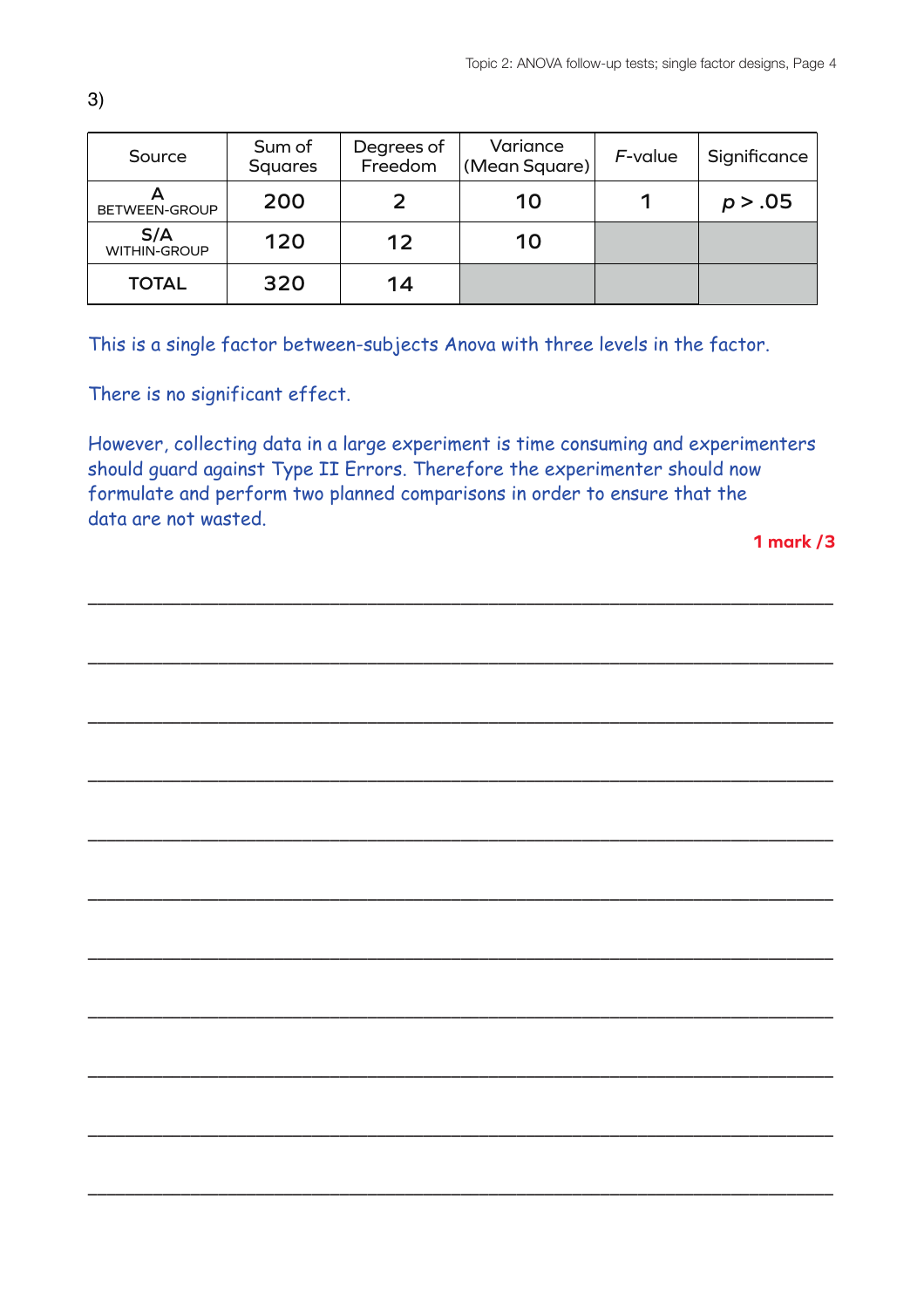3)

| Source | Sum of Squares | Degrees of Freedom | Variance (Mean Square) | *F*-value | Significance |
|---|---|---|---|---|---|
| A BETWEEN-GROUP | 200 | 2 | 10 | 1 | $p > .05$ |
| S/A WITHIN-GROUP | 120 | 12 | 10 | | |
| TOTAL | 320 | 14 | | | |

This is a single factor between-subjects Anova with three levels in the factor.

There is no significant effect.

However, collecting data in a large experiment is time consuming and experimenters should guard against Type II Errors. Therefore the experimenter should now formulate and perform two planned comparisons in order to ensure that the data are not wasted.

**1 mark /3**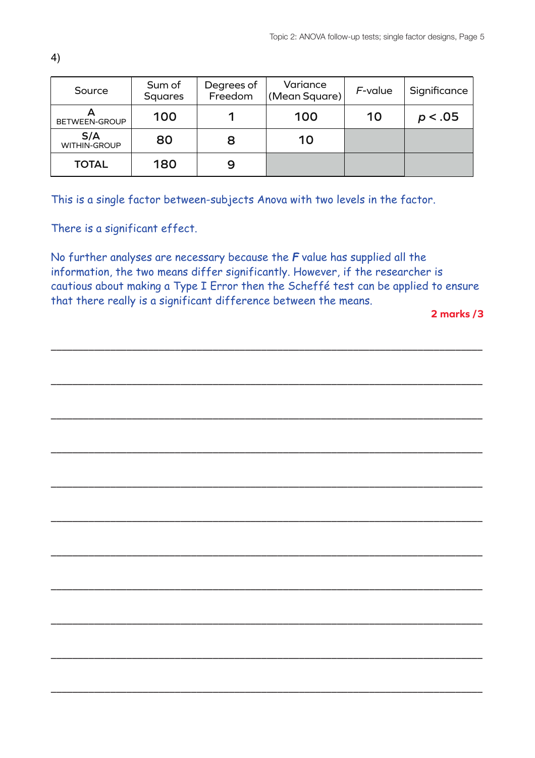4)

| Source | Sum of Squares | Degrees of Freedom | Variance (Mean Square) | *F*-value | Significance |
|---|---|---|---|---|---|
| A BETWEEN-GROUP | 100 | 1 | 100 | 10 | $p < .05$ |
| S/A WITHIN-GROUP | 80 | 8 | 10 | | |
| TOTAL | 180 | 9 | | | |

This is a single factor between-subjects Anova with two levels in the factor.

There is a significant effect.

No further analyses are necessary because the ***F*** value has supplied all the information, the two means differ significantly. However, if the researcher is cautious about making a Type I Error then the Scheffé test can be applied to ensure that there really is a significant difference between the means.

**2 marks /3**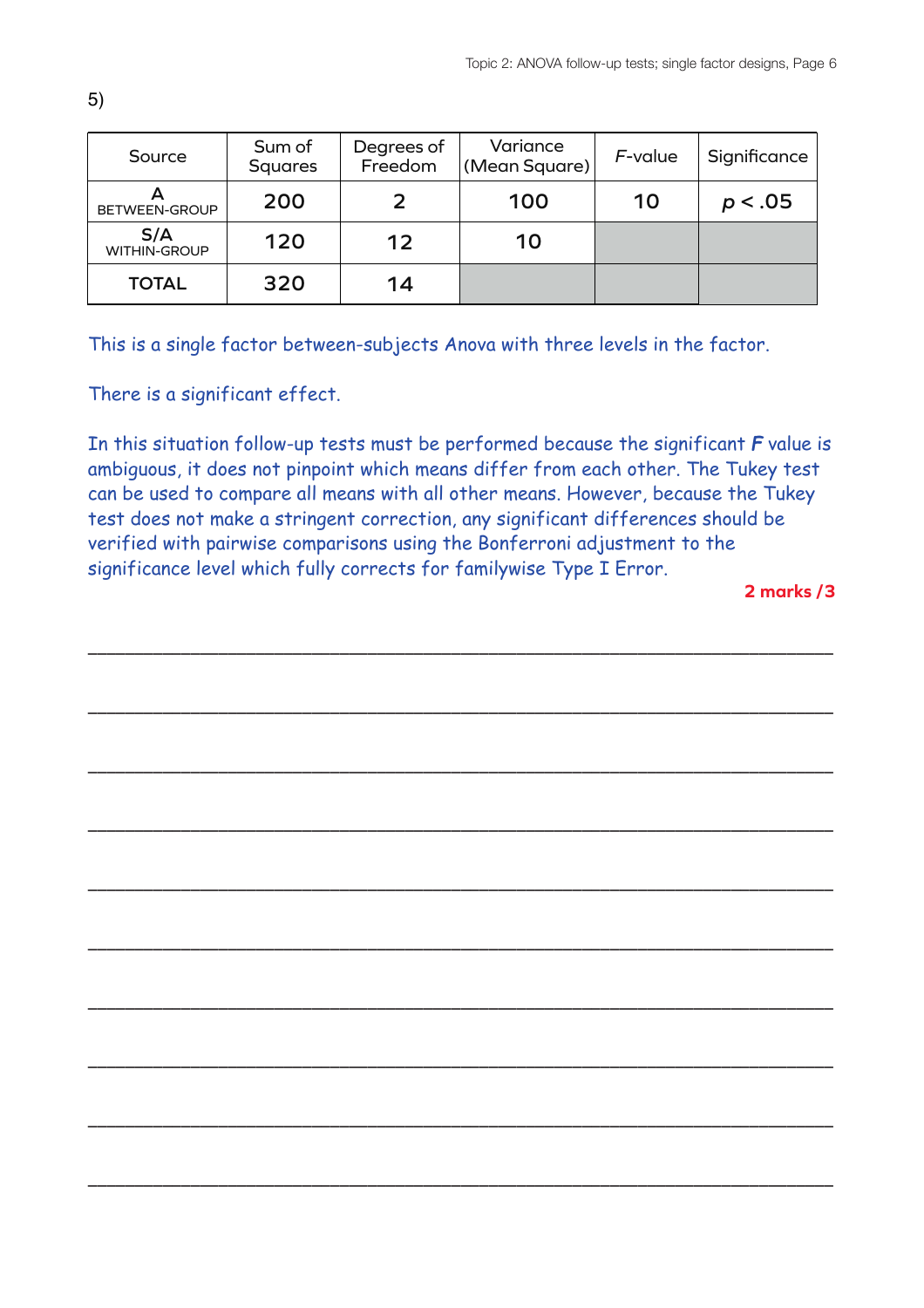5)

| Source | Sum of Squares | Degrees of Freedom | Variance (Mean Square) | *F*-value | Significance |
|---|---|---|---|---|---|
| A BETWEEN-GROUP | 200 | 2 | 100 | 10 | $p < .05$ |
| S/A WITHIN-GROUP | 120 | 12 | 10 | | |
| TOTAL | 320 | 14 | | | |

This is a single factor between-subjects Anova with three levels in the factor.

There is a significant effect.

In this situation follow-up tests must be performed because the significant ***F*** value is ambiguous, it does not pinpoint which means differ from each other. The Tukey test can be used to compare all means with all other means. However, because the Tukey test does not make a stringent correction, any significant differences should be verified with pairwise comparisons using the Bonferroni adjustment to the significance level which fully corrects for familywise Type I Error.

**2 marks /3**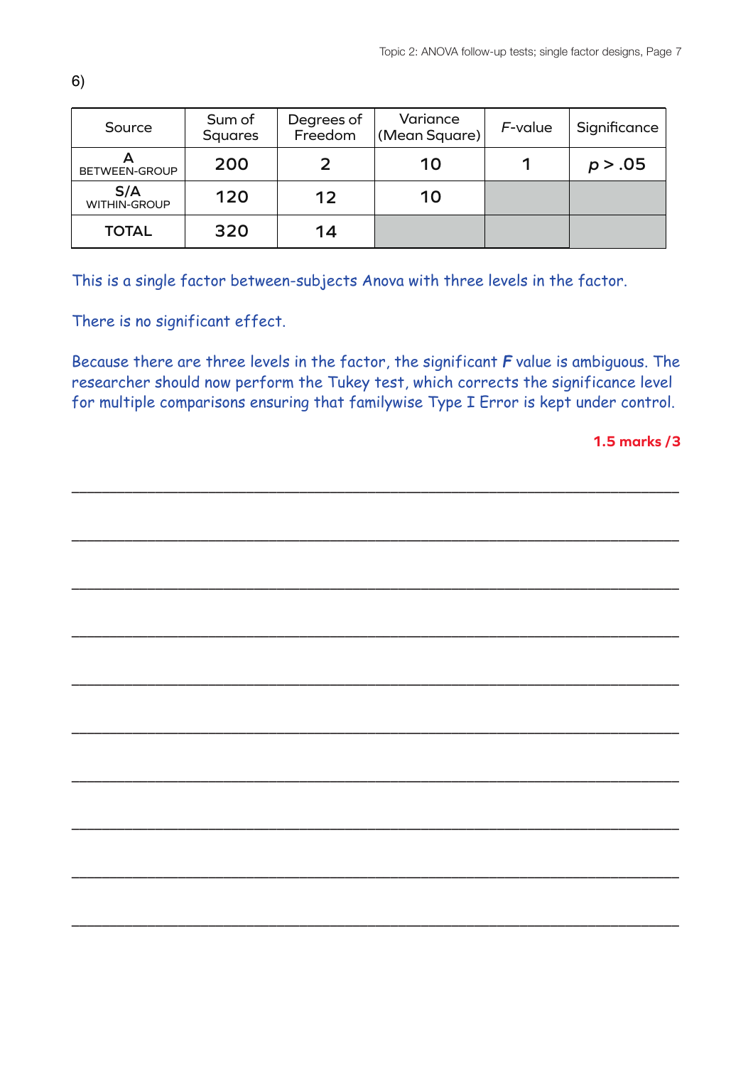6)

| Source | Sum of Squares | Degrees of Freedom | Variance (Mean Square) | *F*-value | Significance |
|---|---|---|---|---|---|
| A BETWEEN-GROUP | 200 | 2 | 10 | 1 | $p > .05$ |
| S/A WITHIN-GROUP | 120 | 12 | 10 | | |
| TOTAL | 320 | 14 | | | |

This is a single factor between-subjects Anova with three levels in the factor.

There is no significant effect.

Because there are three levels in the factor, the significant ***F*** value is ambiguous. The researcher should now perform the Tukey test, which corrects the significance level for multiple comparisons ensuring that familywise Type I Error is kept under control.

**1.5 marks /3**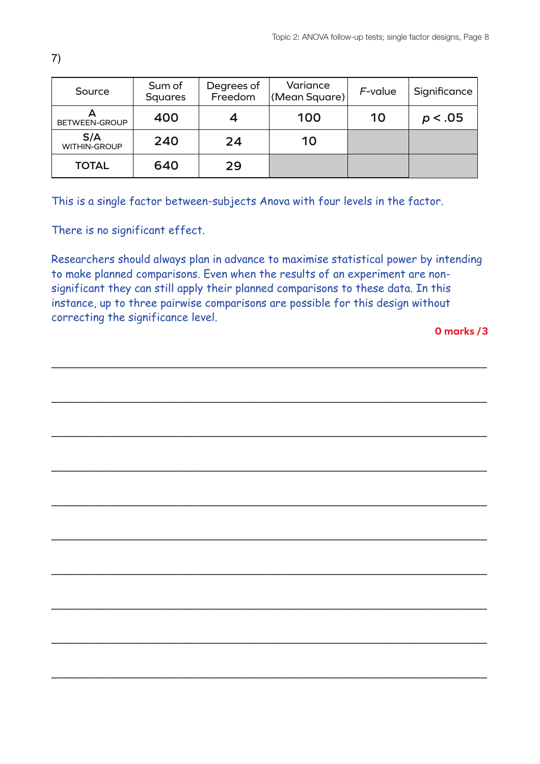7)

| Source | Sum of Squares | Degrees of Freedom | Variance (Mean Square) | *F*-value | Significance |
|---|---|---|---|---|---|
| A<br>BETWEEN-GROUP | 400 | 4 | 100 | 10 | $p < .05$ |
| S/A<br>WITHIN-GROUP | 240 | 24 | 10 | | |
| TOTAL | 640 | 29 | | | |

This is a single factor between-subjects Anova with four levels in the factor.

There is no significant effect.

Researchers should always plan in advance to maximise statistical power by intending to make planned comparisons. Even when the results of an experiment are non-significant they can still apply their planned comparisons to these data. In this instance, up to three pairwise comparisons are possible for this design without correcting the significance level.

**0 marks /3**

\_\_\_\_\_\_\_\_\_\_\_\_\_\_\_\_\_\_\_\_\_\_\_\_\_\_\_\_\_\_\_\_\_\_\_\_\_\_\_\_\_\_\_\_\_\_\_\_\_\_\_\_\_\_\_\_\_\_\_\_

\_\_\_\_\_\_\_\_\_\_\_\_\_\_\_\_\_\_\_\_\_\_\_\_\_\_\_\_\_\_\_\_\_\_\_\_\_\_\_\_\_\_\_\_\_\_\_\_\_\_\_\_\_\_\_\_\_\_\_\_

\_\_\_\_\_\_\_\_\_\_\_\_\_\_\_\_\_\_\_\_\_\_\_\_\_\_\_\_\_\_\_\_\_\_\_\_\_\_\_\_\_\_\_\_\_\_\_\_\_\_\_\_\_\_\_\_\_\_\_\_

\_\_\_\_\_\_\_\_\_\_\_\_\_\_\_\_\_\_\_\_\_\_\_\_\_\_\_\_\_\_\_\_\_\_\_\_\_\_\_\_\_\_\_\_\_\_\_\_\_\_\_\_\_\_\_\_\_\_\_\_

\_\_\_\_\_\_\_\_\_\_\_\_\_\_\_\_\_\_\_\_\_\_\_\_\_\_\_\_\_\_\_\_\_\_\_\_\_\_\_\_\_\_\_\_\_\_\_\_\_\_\_\_\_\_\_\_\_\_\_\_

\_\_\_\_\_\_\_\_\_\_\_\_\_\_\_\_\_\_\_\_\_\_\_\_\_\_\_\_\_\_\_\_\_\_\_\_\_\_\_\_\_\_\_\_\_\_\_\_\_\_\_\_\_\_\_\_\_\_\_\_

\_\_\_\_\_\_\_\_\_\_\_\_\_\_\_\_\_\_\_\_\_\_\_\_\_\_\_\_\_\_\_\_\_\_\_\_\_\_\_\_\_\_\_\_\_\_\_\_\_\_\_\_\_\_\_\_\_\_\_\_

\_\_\_\_\_\_\_\_\_\_\_\_\_\_\_\_\_\_\_\_\_\_\_\_\_\_\_\_\_\_\_\_\_\_\_\_\_\_\_\_\_\_\_\_\_\_\_\_\_\_\_\_\_\_\_\_\_\_\_\_

\_\_\_\_\_\_\_\_\_\_\_\_\_\_\_\_\_\_\_\_\_\_\_\_\_\_\_\_\_\_\_\_\_\_\_\_\_\_\_\_\_\_\_\_\_\_\_\_\_\_\_\_\_\_\_\_\_\_\_\_

\_\_\_\_\_\_\_\_\_\_\_\_\_\_\_\_\_\_\_\_\_\_\_\_\_\_\_\_\_\_\_\_\_\_\_\_\_\_\_\_\_\_\_\_\_\_\_\_\_\_\_\_\_\_\_\_\_\_\_\_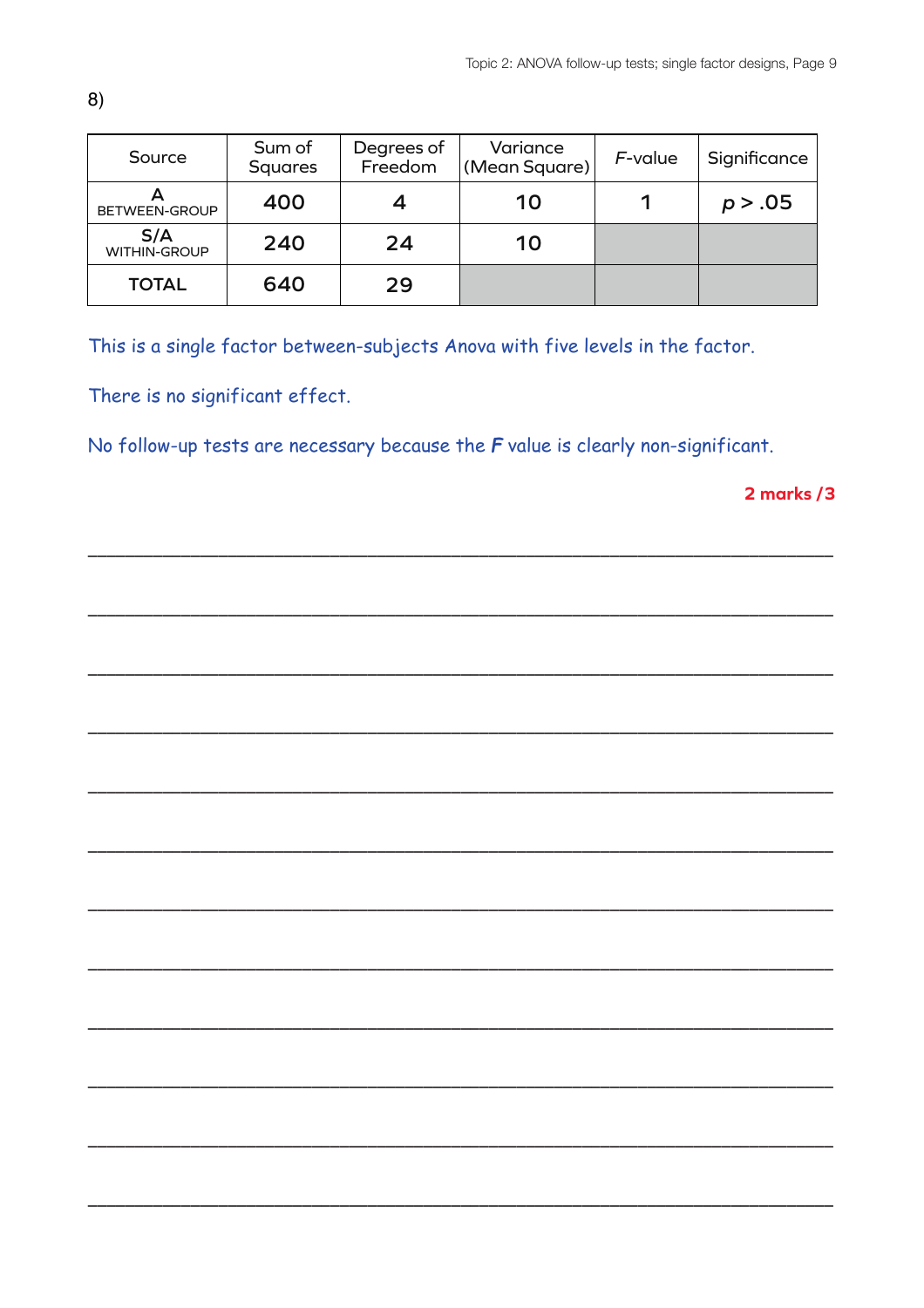8)

| Source | Sum of Squares | Degrees of Freedom | Variance (Mean Square) | *F*-value | Significance |
|---|---|---|---|---|---|
| A BETWEEN-GROUP | 400 | 4 | 10 | 1 | $p > .05$ |
| S/A WITHIN-GROUP | 240 | 24 | 10 | | |
| TOTAL | 640 | 29 | | | |

This is a single factor between-subjects Anova with five levels in the factor.

There is no significant effect.

No follow-up tests are necessary because the ***F*** value is clearly non-significant.

**2 marks /3**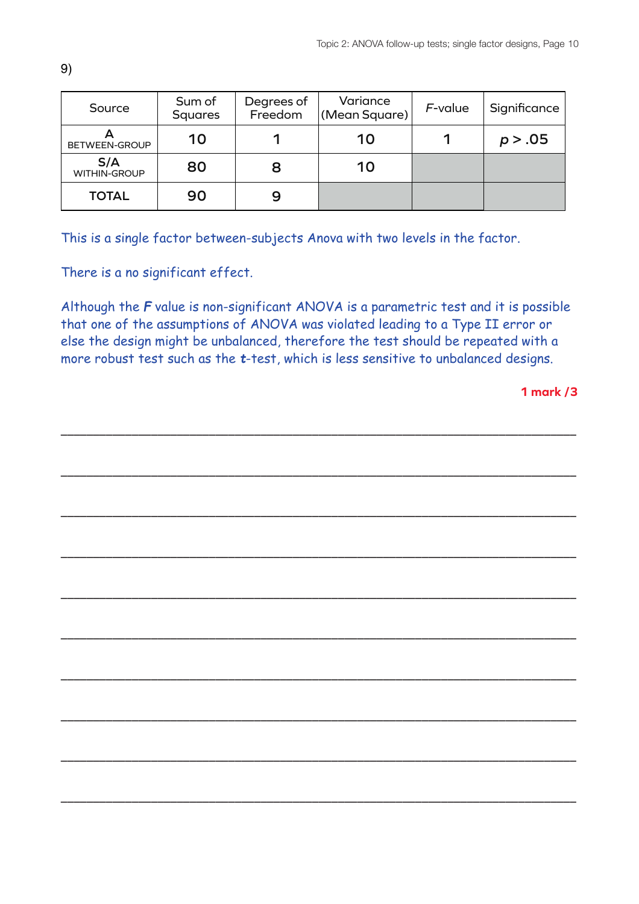9)

| Source | Sum of Squares | Degrees of Freedom | Variance (Mean Square) | *F*-value | Significance |
|---|---|---|---|---|---|
| A BETWEEN-GROUP | 10 | 1 | 10 | 1 | $p > .05$ |
| S/A WITHIN-GROUP | 80 | 8 | 10 | | |
| TOTAL | 90 | 9 | | | |

This is a single factor between-subjects Anova with two levels in the factor.

There is a no significant effect.

Although the ***F*** value is non-significant ANOVA is a parametric test and it is possible that one of the assumptions of ANOVA was violated leading to a Type II error or else the design might be unbalanced, therefore the test should be repeated with a more robust test such as the ***t***-test, which is less sensitive to unbalanced designs.

**1 mark /3**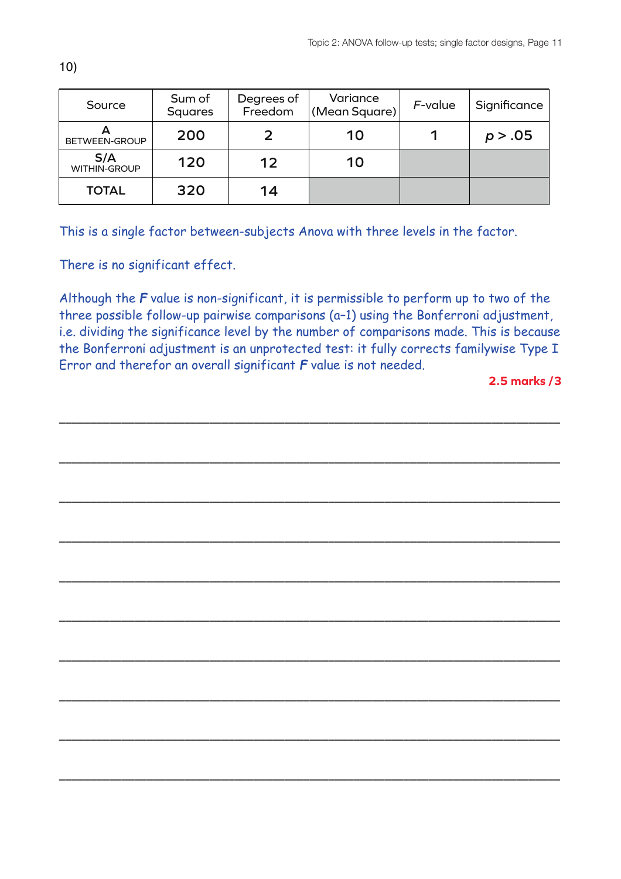10)

| Source | Sum of Squares | Degrees of Freedom | Variance (Mean Square) | *F*-value | Significance |
|---|---|---|---|---|---|
| A BETWEEN-GROUP | 200 | 2 | 10 | 1 | $p > .05$ |
| S/A WITHIN-GROUP | 120 | 12 | 10 | | |
| TOTAL | 320 | 14 | | | |

This is a single factor between-subjects Anova with three levels in the factor.

There is no significant effect.

Although the ***F*** value is non-significant, it is permissible to perform up to two of the three possible follow-up pairwise comparisons (a–1) using the Bonferroni adjustment, i.e. dividing the significance level by the number of comparisons made. This is because the Bonferroni adjustment is an unprotected test: it fully corrects familywise Type I Error and therefor an overall significant ***F*** value is not needed.

**2.5 marks /3**